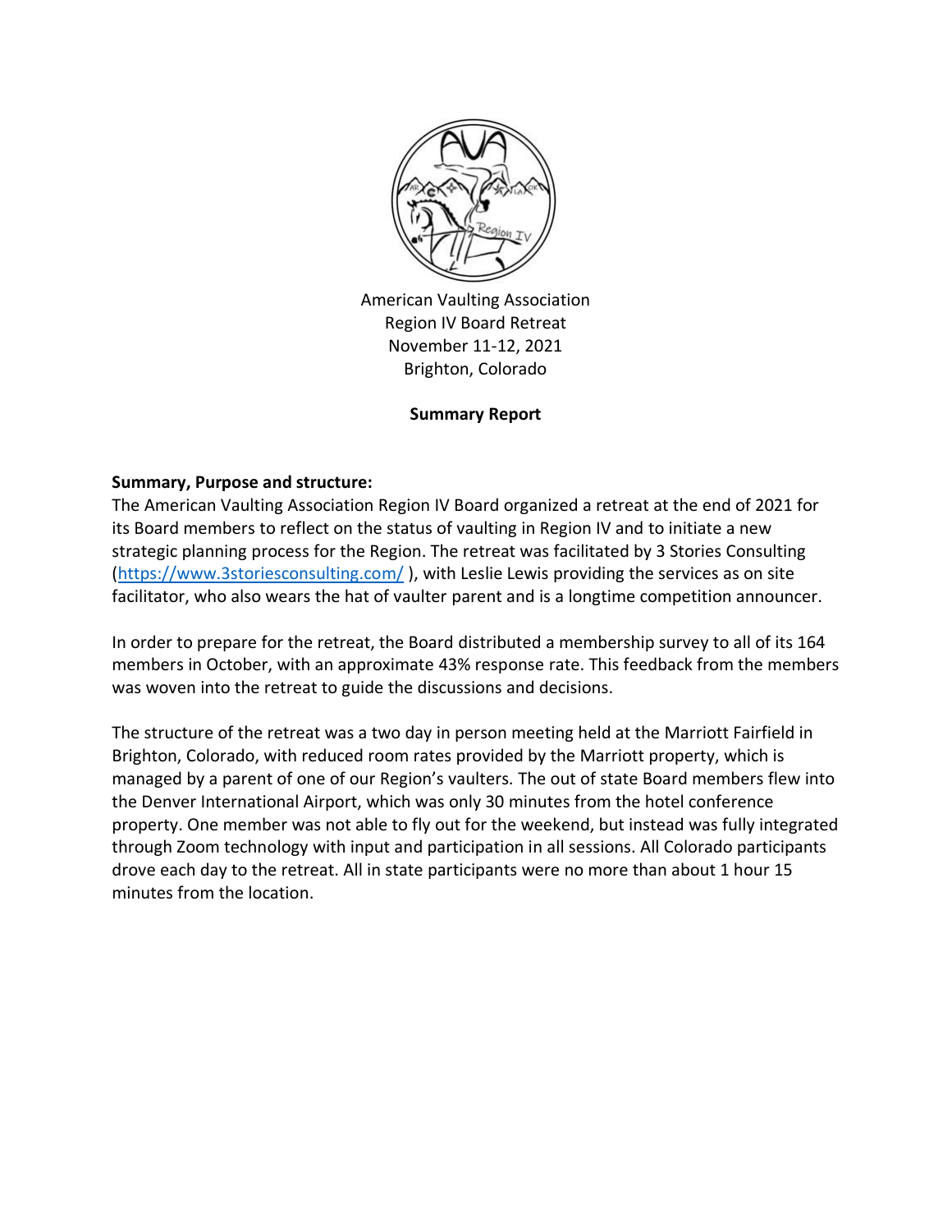American Vaulting Association
Region IV Board Retreat
November 11-12, 2021
Brighton, Colorado

**Summary Report**

**Summary, Purpose and structure:**

The American Vaulting Association Region IV Board organized a retreat at the end of 2021 for its Board members to reflect on the status of vaulting in Region IV and to initiate a new strategic planning process for the Region. The retreat was facilitated by 3 Stories Consulting (https://www.3storiesconsulting.com/ ), with Leslie Lewis providing the services as on site facilitator, who also wears the hat of vaulter parent and is a longtime competition announcer.

In order to prepare for the retreat, the Board distributed a membership survey to all of its 164 members in October, with an approximate 43% response rate. This feedback from the members was woven into the retreat to guide the discussions and decisions.

The structure of the retreat was a two day in person meeting held at the Marriott Fairfield in Brighton, Colorado, with reduced room rates provided by the Marriott property, which is managed by a parent of one of our Region's vaulters. The out of state Board members flew into the Denver International Airport, which was only 30 minutes from the hotel conference property. One member was not able to fly out for the weekend, but instead was fully integrated through Zoom technology with input and participation in all sessions. All Colorado participants drove each day to the retreat. All in state participants were no more than about 1 hour 15 minutes from the location.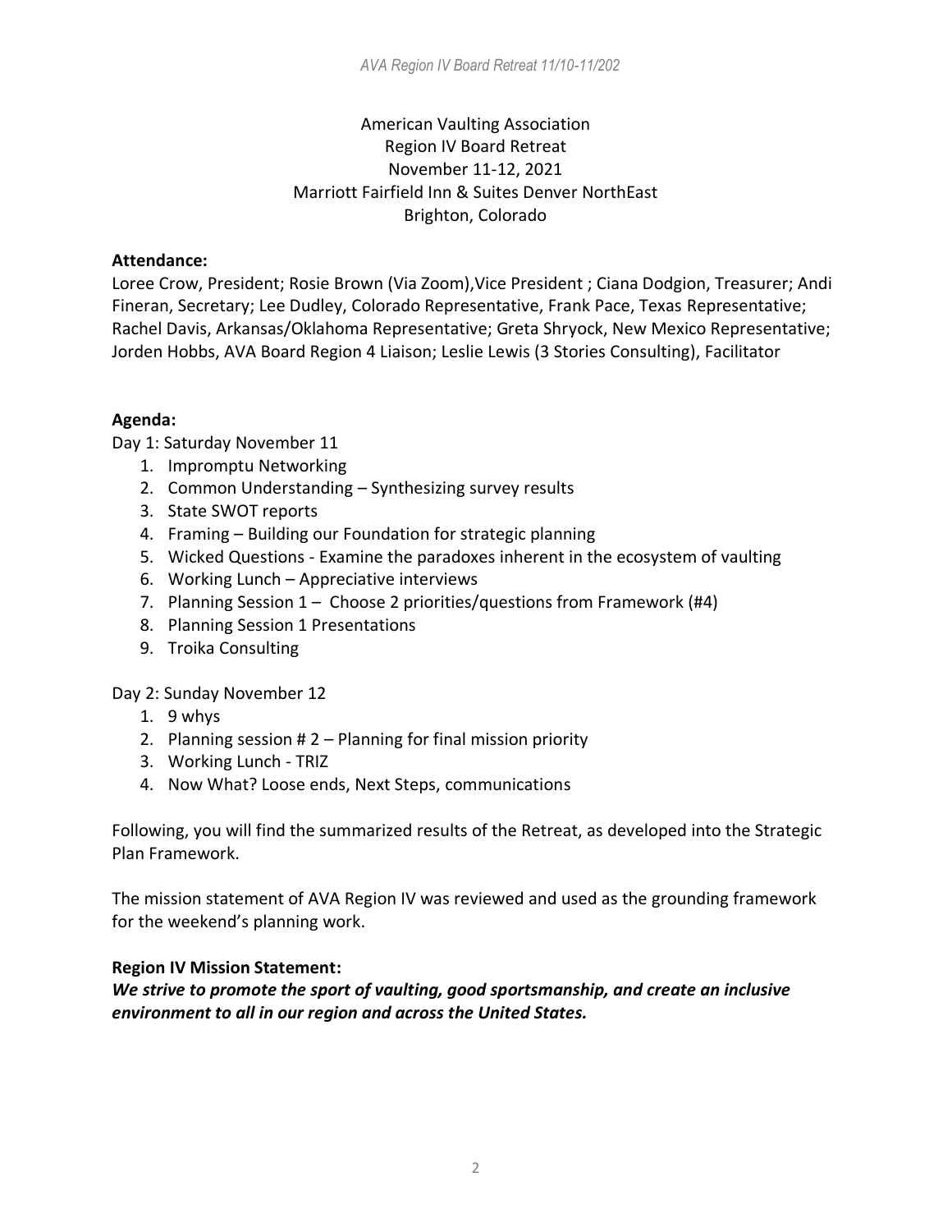American Vaulting Association
Region IV Board Retreat
November 11-12, 2021
Marriott Fairfield Inn & Suites Denver NorthEast
Brighton, Colorado

**Attendance:**
Loree Crow, President; Rosie Brown (Via Zoom),Vice President ; Ciana Dodgion, Treasurer; Andi Fineran, Secretary; Lee Dudley, Colorado Representative, Frank Pace, Texas Representative; Rachel Davis, Arkansas/Oklahoma Representative; Greta Shryock, New Mexico Representative; Jorden Hobbs, AVA Board Region 4 Liaison; Leslie Lewis (3 Stories Consulting), Facilitator

**Agenda:**

Day 1: Saturday November 11

1. Impromptu Networking
2. Common Understanding – Synthesizing survey results
3. State SWOT reports
4. Framing – Building our Foundation for strategic planning
5. Wicked Questions - Examine the paradoxes inherent in the ecosystem of vaulting
6. Working Lunch – Appreciative interviews
7. Planning Session 1 – Choose 2 priorities/questions from Framework (#4)
8. Planning Session 1 Presentations
9. Troika Consulting

Day 2: Sunday November 12

1. 9 whys
2. Planning session # 2 – Planning for final mission priority
3. Working Lunch - TRIZ
4. Now What? Loose ends, Next Steps, communications

Following, you will find the summarized results of the Retreat, as developed into the Strategic Plan Framework.

The mission statement of AVA Region IV was reviewed and used as the grounding framework for the weekend's planning work.

**Region IV Mission Statement:**

***We strive to promote the sport of vaulting, good sportsmanship, and create an inclusive environment to all in our region and across the United States.***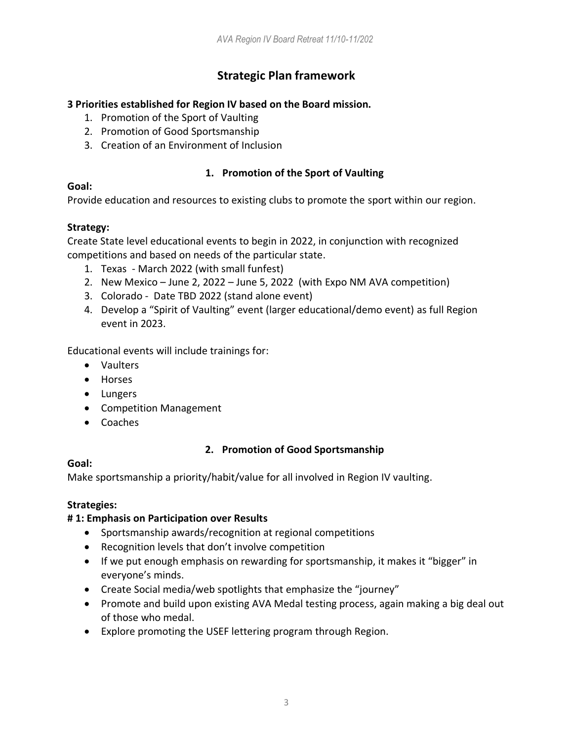## Strategic Plan framework

**3 Priorities established for Region IV based on the Board mission.**

1. Promotion of the Sport of Vaulting
2. Promotion of Good Sportsmanship
3. Creation of an Environment of Inclusion

### 1. Promotion of the Sport of Vaulting

**Goal:**

Provide education and resources to existing clubs to promote the sport within our region.

**Strategy:**

Create State level educational events to begin in 2022, in conjunction with recognized competitions and based on needs of the particular state.

1. Texas - March 2022 (with small funfest)
2. New Mexico – June 2, 2022 – June 5, 2022 (with Expo NM AVA competition)
3. Colorado - Date TBD 2022 (stand alone event)
4. Develop a "Spirit of Vaulting" event (larger educational/demo event) as full Region event in 2023.

Educational events will include trainings for:

- Vaulters
- Horses
- Lungers
- Competition Management
- Coaches

### 2. Promotion of Good Sportsmanship

**Goal:**

Make sportsmanship a priority/habit/value for all involved in Region IV vaulting.

**Strategies:**

**# 1: Emphasis on Participation over Results**

- Sportsmanship awards/recognition at regional competitions
- Recognition levels that don't involve competition
- If we put enough emphasis on rewarding for sportsmanship, it makes it "bigger" in everyone's minds.
- Create Social media/web spotlights that emphasize the "journey"
- Promote and build upon existing AVA Medal testing process, again making a big deal out of those who medal.
- Explore promoting the USEF lettering program through Region.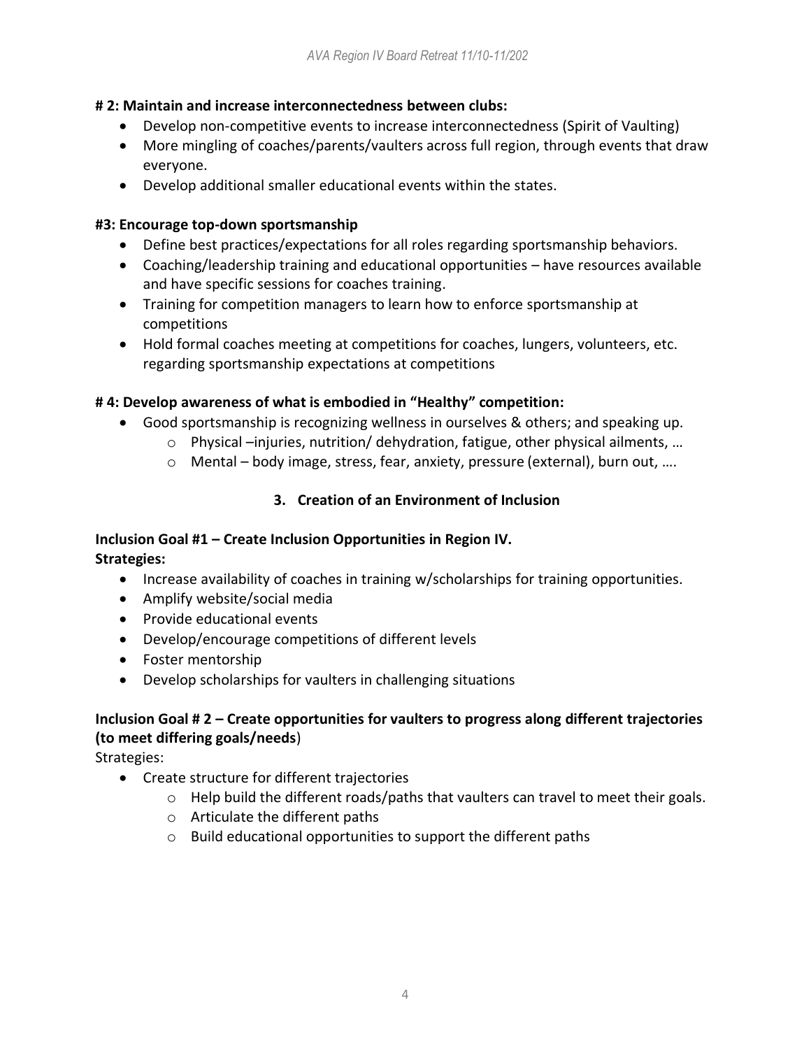**# 2: Maintain and increase interconnectedness between clubs:**

- Develop non-competitive events to increase interconnectedness (Spirit of Vaulting)
- More mingling of coaches/parents/vaulters across full region, through events that draw everyone.
- Develop additional smaller educational events within the states.

**#3: Encourage top-down sportsmanship**

- Define best practices/expectations for all roles regarding sportsmanship behaviors.
- Coaching/leadership training and educational opportunities – have resources available and have specific sessions for coaches training.
- Training for competition managers to learn how to enforce sportsmanship at competitions
- Hold formal coaches meeting at competitions for coaches, lungers, volunteers, etc. regarding sportsmanship expectations at competitions

**# 4: Develop awareness of what is embodied in "Healthy" competition:**

- Good sportsmanship is recognizing wellness in ourselves & others; and speaking up.
  - Physical –injuries, nutrition/ dehydration, fatigue, other physical ailments, …
  - Mental – body image, stress, fear, anxiety, pressure (external), burn out, ….

## 3. Creation of an Environment of Inclusion

**Inclusion Goal #1 – Create Inclusion Opportunities in Region IV.**
**Strategies:**

- Increase availability of coaches in training w/scholarships for training opportunities.
- Amplify website/social media
- Provide educational events
- Develop/encourage competitions of different levels
- Foster mentorship
- Develop scholarships for vaulters in challenging situations

**Inclusion Goal # 2 – Create opportunities for vaulters to progress along different trajectories (to meet differing goals/needs**)

Strategies:

- Create structure for different trajectories
  - Help build the different roads/paths that vaulters can travel to meet their goals.
  - Articulate the different paths
  - Build educational opportunities to support the different paths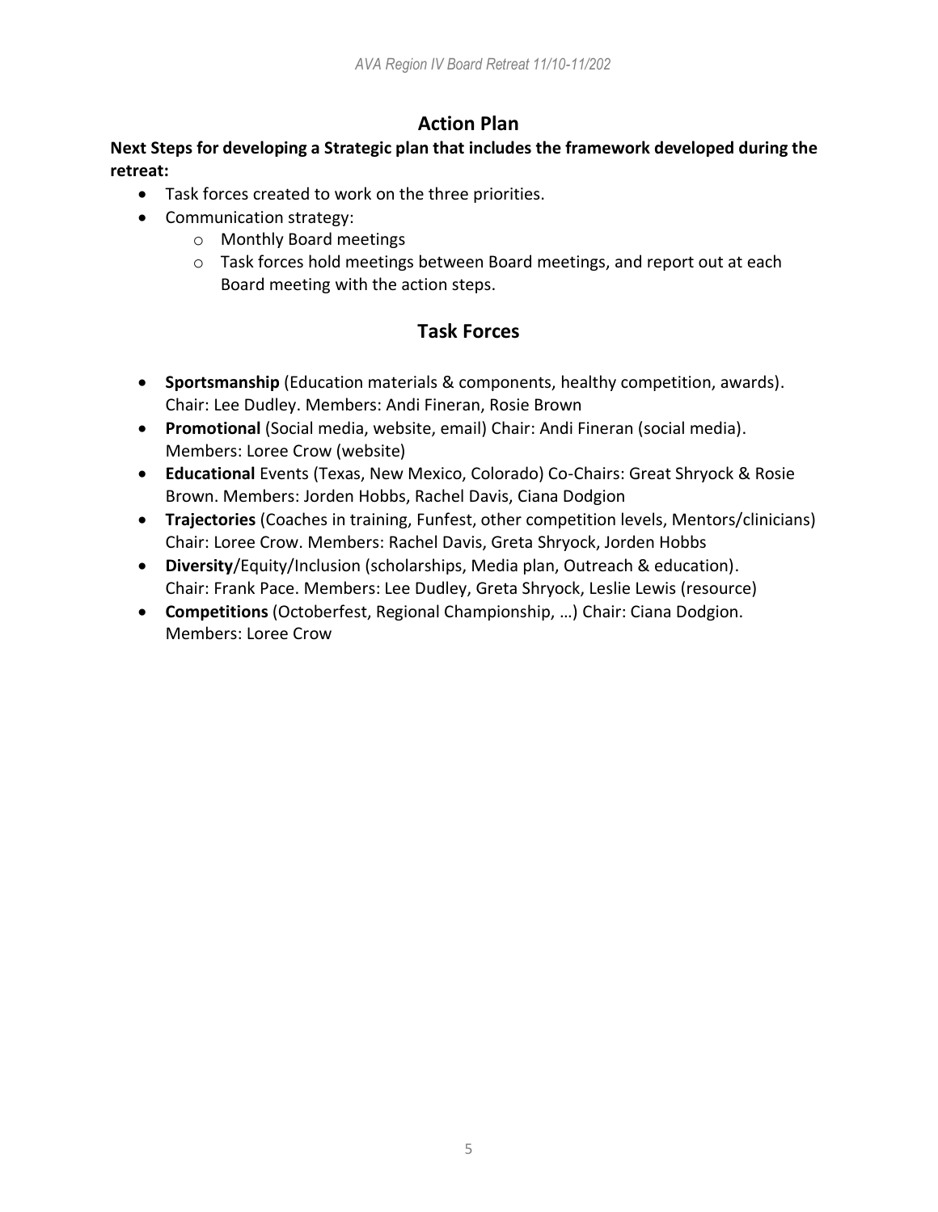## Action Plan

**Next Steps for developing a Strategic plan that includes the framework developed during the retreat:**

- Task forces created to work on the three priorities.
- Communication strategy:
  - Monthly Board meetings
  - Task forces hold meetings between Board meetings, and report out at each Board meeting with the action steps.

## Task Forces

- **Sportsmanship** (Education materials & components, healthy competition, awards). Chair: Lee Dudley. Members: Andi Fineran, Rosie Brown
- **Promotional** (Social media, website, email) Chair: Andi Fineran (social media). Members: Loree Crow (website)
- **Educational** Events (Texas, New Mexico, Colorado) Co-Chairs: Great Shryock & Rosie Brown. Members: Jorden Hobbs, Rachel Davis, Ciana Dodgion
- **Trajectories** (Coaches in training, Funfest, other competition levels, Mentors/clinicians) Chair: Loree Crow. Members: Rachel Davis, Greta Shryock, Jorden Hobbs
- **Diversity**/Equity/Inclusion (scholarships, Media plan, Outreach & education). Chair: Frank Pace. Members: Lee Dudley, Greta Shryock, Leslie Lewis (resource)
- **Competitions** (Octoberfest, Regional Championship, …) Chair: Ciana Dodgion. Members: Loree Crow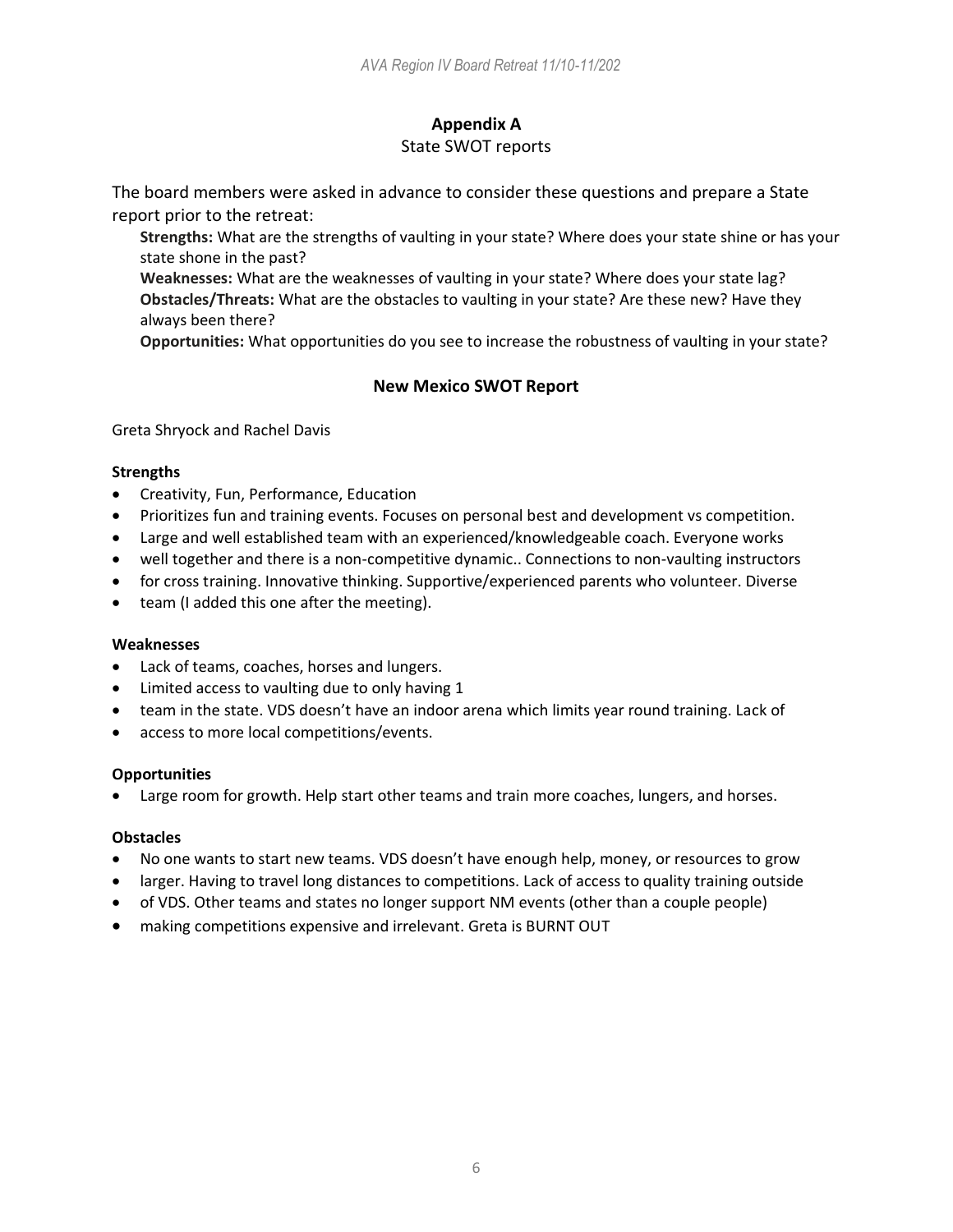## Appendix A

State SWOT reports

The board members were asked in advance to consider these questions and prepare a State report prior to the retreat:

**Strengths:** What are the strengths of vaulting in your state? Where does your state shine or has your state shone in the past?
**Weaknesses:** What are the weaknesses of vaulting in your state? Where does your state lag?
**Obstacles/Threats:** What are the obstacles to vaulting in your state? Are these new? Have they always been there?
**Opportunities:** What opportunities do you see to increase the robustness of vaulting in your state?

### New Mexico SWOT Report

Greta Shryock and Rachel Davis

**Strengths**

- Creativity, Fun, Performance, Education
- Prioritizes fun and training events. Focuses on personal best and development vs competition.
- Large and well established team with an experienced/knowledgeable coach. Everyone works
- well together and there is a non-competitive dynamic.. Connections to non-vaulting instructors
- for cross training. Innovative thinking. Supportive/experienced parents who volunteer. Diverse
- team (I added this one after the meeting).

**Weaknesses**

- Lack of teams, coaches, horses and lungers.
- Limited access to vaulting due to only having 1
- team in the state. VDS doesn't have an indoor arena which limits year round training. Lack of
- access to more local competitions/events.

**Opportunities**

- Large room for growth. Help start other teams and train more coaches, lungers, and horses.

**Obstacles**

- No one wants to start new teams. VDS doesn't have enough help, money, or resources to grow
- larger. Having to travel long distances to competitions. Lack of access to quality training outside
- of VDS. Other teams and states no longer support NM events (other than a couple people)
- making competitions expensive and irrelevant. Greta is BURNT OUT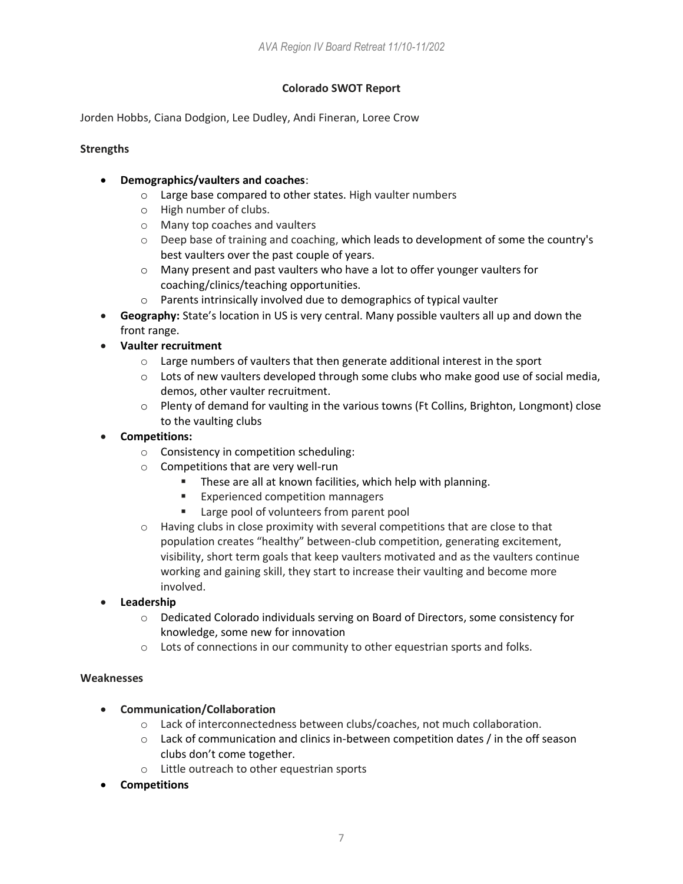**Colorado SWOT Report**

Jorden Hobbs, Ciana Dodgion, Lee Dudley, Andi Fineran, Loree Crow

**Strengths**

- **Demographics/vaulters and coaches**:
  - Large base compared to other states. High vaulter numbers
  - High number of clubs.
  - Many top coaches and vaulters
  - Deep base of training and coaching, which leads to development of some the country's best vaulters over the past couple of years.
  - Many present and past vaulters who have a lot to offer younger vaulters for coaching/clinics/teaching opportunities.
  - Parents intrinsically involved due to demographics of typical vaulter
- **Geography:** State's location in US is very central. Many possible vaulters all up and down the front range.
- **Vaulter recruitment**
  - Large numbers of vaulters that then generate additional interest in the sport
  - Lots of new vaulters developed through some clubs who make good use of social media, demos, other vaulter recruitment.
  - Plenty of demand for vaulting in the various towns (Ft Collins, Brighton, Longmont) close to the vaulting clubs
- **Competitions:**
  - Consistency in competition scheduling:
  - Competitions that are very well-run
    - These are all at known facilities, which help with planning.
    - Experienced competition mannagers
    - Large pool of volunteers from parent pool
  - Having clubs in close proximity with several competitions that are close to that population creates "healthy" between-club competition, generating excitement, visibility, short term goals that keep vaulters motivated and as the vaulters continue working and gaining skill, they start to increase their vaulting and become more involved.
- **Leadership**
  - Dedicated Colorado individuals serving on Board of Directors, some consistency for knowledge, some new for innovation
  - Lots of connections in our community to other equestrian sports and folks.

**Weaknesses**

- **Communication/Collaboration**
  - Lack of interconnectedness between clubs/coaches, not much collaboration.
  - Lack of communication and clinics in-between competition dates / in the off season clubs don't come together.
  - Little outreach to other equestrian sports
- **Competitions**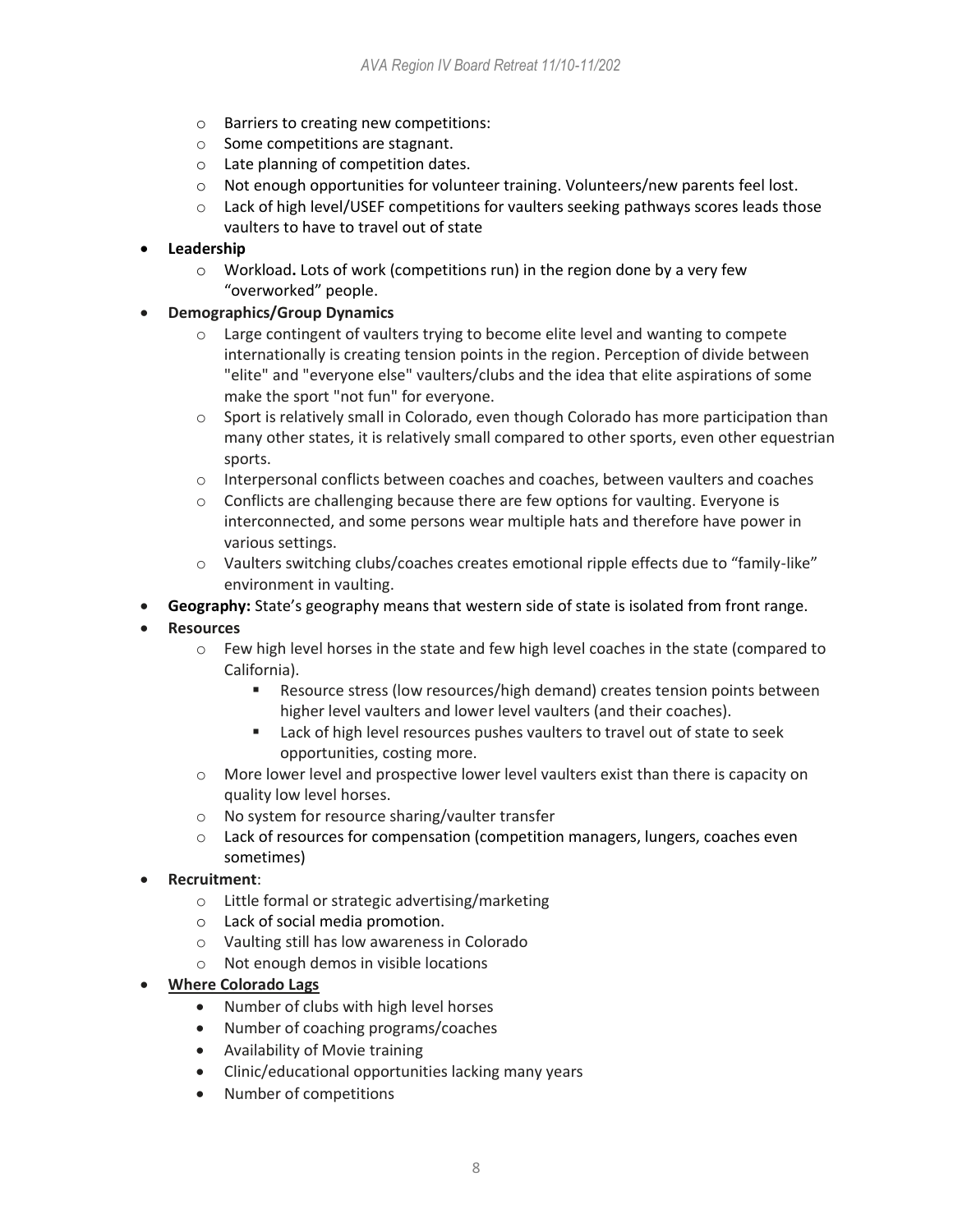- Barriers to creating new competitions:
- Some competitions are stagnant.
- Late planning of competition dates.
- Not enough opportunities for volunteer training. Volunteers/new parents feel lost.
- Lack of high level/USEF competitions for vaulters seeking pathways scores leads those vaulters to have to travel out of state

- **Leadership**
  - Workload**.** Lots of work (competitions run) in the region done by a very few "overworked" people.
- **Demographics/Group Dynamics**
  - Large contingent of vaulters trying to become elite level and wanting to compete internationally is creating tension points in the region. Perception of divide between "elite" and "everyone else" vaulters/clubs and the idea that elite aspirations of some make the sport "not fun" for everyone.
  - Sport is relatively small in Colorado, even though Colorado has more participation than many other states, it is relatively small compared to other sports, even other equestrian sports.
  - Interpersonal conflicts between coaches and coaches, between vaulters and coaches
  - Conflicts are challenging because there are few options for vaulting. Everyone is interconnected, and some persons wear multiple hats and therefore have power in various settings.
  - Vaulters switching clubs/coaches creates emotional ripple effects due to "family-like" environment in vaulting.
- **Geography:** State's geography means that western side of state is isolated from front range.
- **Resources**
  - Few high level horses in the state and few high level coaches in the state (compared to California).
    - Resource stress (low resources/high demand) creates tension points between higher level vaulters and lower level vaulters (and their coaches).
    - Lack of high level resources pushes vaulters to travel out of state to seek opportunities, costing more.
  - More lower level and prospective lower level vaulters exist than there is capacity on quality low level horses.
  - No system for resource sharing/vaulter transfer
  - Lack of resources for compensation (competition managers, lungers, coaches even sometimes)
- **Recruitment**:
  - Little formal or strategic advertising/marketing
  - Lack of social media promotion.
  - Vaulting still has low awareness in Colorado
  - Not enough demos in visible locations
- **<u>Where Colorado Lags</u>**
  - Number of clubs with high level horses
  - Number of coaching programs/coaches
  - Availability of Movie training
  - Clinic/educational opportunities lacking many years
  - Number of competitions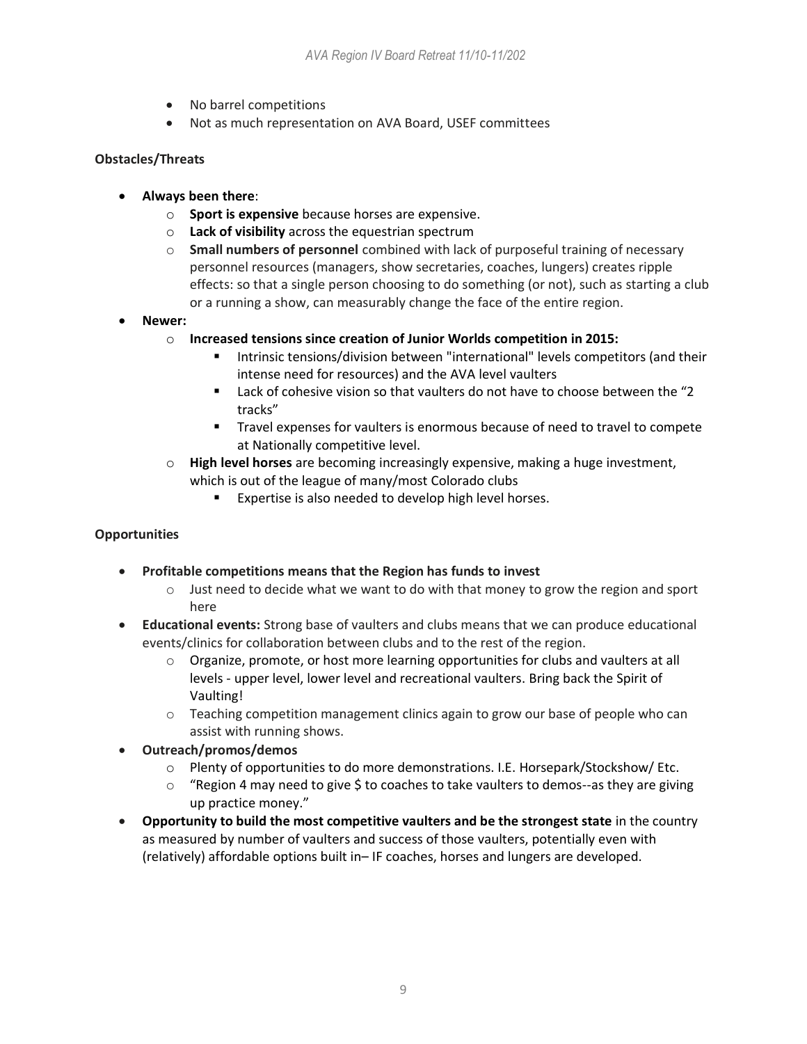- No barrel competitions
- Not as much representation on AVA Board, USEF committees

**Obstacles/Threats**

- **Always been there**:
    - **Sport is expensive** because horses are expensive.
    - **Lack of visibility** across the equestrian spectrum
    - **Small numbers of personnel** combined with lack of purposeful training of necessary personnel resources (managers, show secretaries, coaches, lungers) creates ripple effects: so that a single person choosing to do something (or not), such as starting a club or a running a show, can measurably change the face of the entire region.
- **Newer:**
    - **Increased tensions since creation of Junior Worlds competition in 2015:**
        - Intrinsic tensions/division between "international" levels competitors (and their intense need for resources) and the AVA level vaulters
        - Lack of cohesive vision so that vaulters do not have to choose between the "2 tracks"
        - Travel expenses for vaulters is enormous because of need to travel to compete at Nationally competitive level.
    - **High level horses** are becoming increasingly expensive, making a huge investment, which is out of the league of many/most Colorado clubs
        - Expertise is also needed to develop high level horses.

**Opportunities**

- **Profitable competitions means that the Region has funds to invest**
    - Just need to decide what we want to do with that money to grow the region and sport here
- **Educational events:** Strong base of vaulters and clubs means that we can produce educational events/clinics for collaboration between clubs and to the rest of the region.
    - Organize, promote, or host more learning opportunities for clubs and vaulters at all levels - upper level, lower level and recreational vaulters. Bring back the Spirit of Vaulting!
    - Teaching competition management clinics again to grow our base of people who can assist with running shows.
- **Outreach/promos/demos**
    - Plenty of opportunities to do more demonstrations. I.E. Horsepark/Stockshow/ Etc.
    - "Region 4 may need to give $ to coaches to take vaulters to demos--as they are giving up practice money."
- **Opportunity to build the most competitive vaulters and be the strongest state** in the country as measured by number of vaulters and success of those vaulters, potentially even with (relatively) affordable options built in– IF coaches, horses and lungers are developed.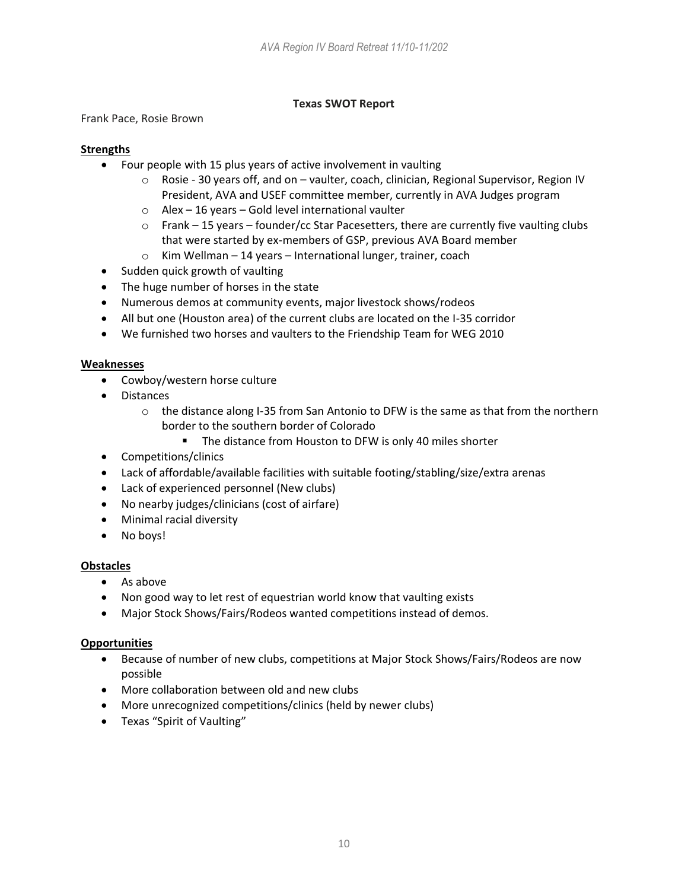**Texas SWOT Report**

Frank Pace, Rosie Brown

**Strengths**

- Four people with 15 plus years of active involvement in vaulting
  - Rosie - 30 years off, and on – vaulter, coach, clinician, Regional Supervisor, Region IV President, AVA and USEF committee member, currently in AVA Judges program
  - Alex – 16 years – Gold level international vaulter
  - Frank – 15 years – founder/cc Star Pacesetters, there are currently five vaulting clubs that were started by ex-members of GSP, previous AVA Board member
  - Kim Wellman – 14 years – International lunger, trainer, coach
- Sudden quick growth of vaulting
- The huge number of horses in the state
- Numerous demos at community events, major livestock shows/rodeos
- All but one (Houston area) of the current clubs are located on the I-35 corridor
- We furnished two horses and vaulters to the Friendship Team for WEG 2010

**Weaknesses**

- Cowboy/western horse culture
- Distances
  - the distance along I-35 from San Antonio to DFW is the same as that from the northern border to the southern border of Colorado
    - The distance from Houston to DFW is only 40 miles shorter
- Competitions/clinics
- Lack of affordable/available facilities with suitable footing/stabling/size/extra arenas
- Lack of experienced personnel (New clubs)
- No nearby judges/clinicians (cost of airfare)
- Minimal racial diversity
- No boys!

**Obstacles**

- As above
- Non good way to let rest of equestrian world know that vaulting exists
- Major Stock Shows/Fairs/Rodeos wanted competitions instead of demos.

**Opportunities**

- Because of number of new clubs, competitions at Major Stock Shows/Fairs/Rodeos are now possible
- More collaboration between old and new clubs
- More unrecognized competitions/clinics (held by newer clubs)
- Texas "Spirit of Vaulting"